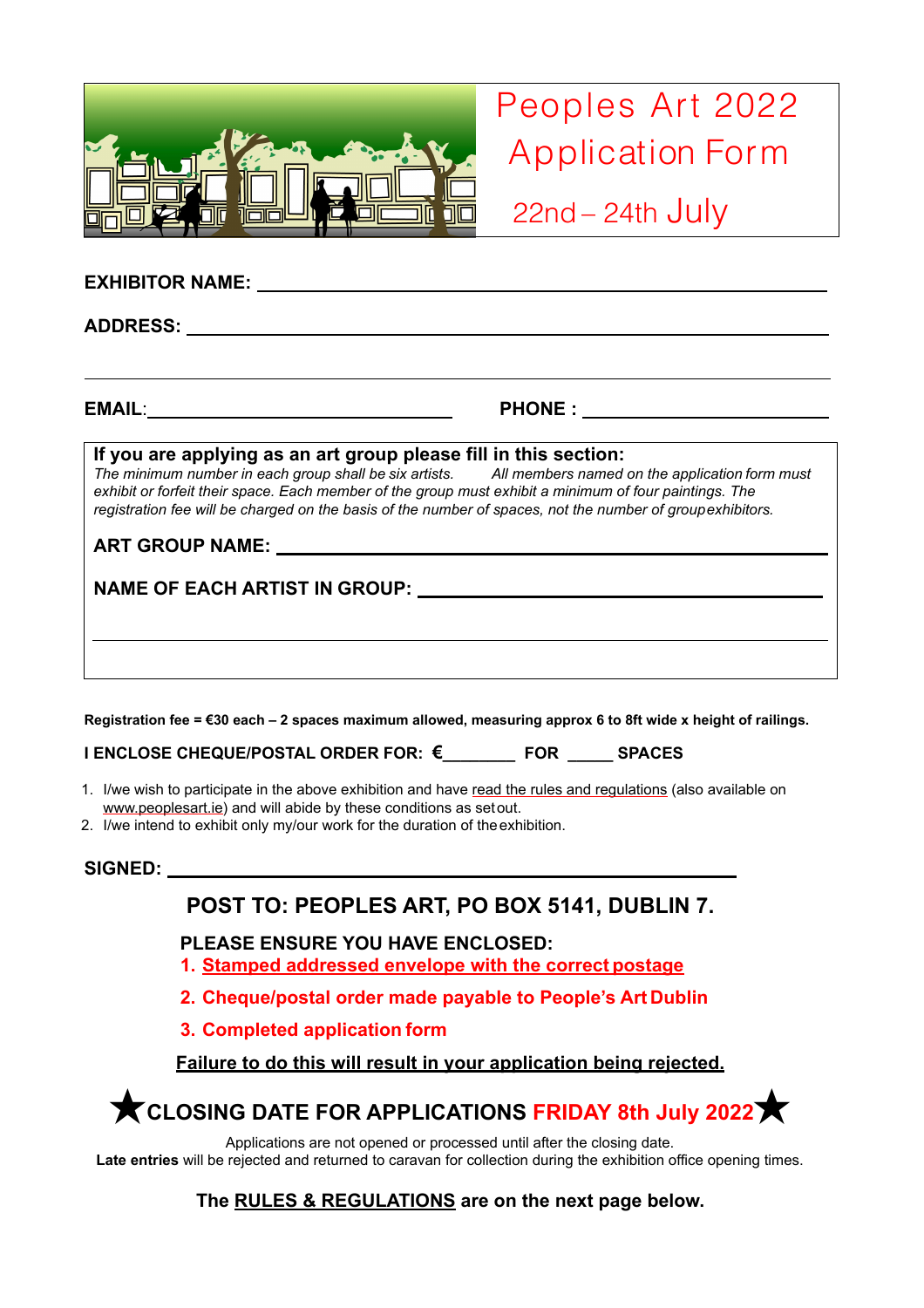# Peoples Art 2022 Application Form

## 22nd – 24th July

**EXHIBITOR NAME:** ______________________________________________

**ADDRESS:** ______________________________________________

______________________________________________

**EMAIL:** ______________________________ **PHONE :** ______________________

**If you are applying as an art group please fill in this section:**

*The minimum number in each group shall be six artists. All members named on the application form must exhibit or forfeit their space. Each member of the group must exhibit a minimum of four paintings. The registration fee will be charged on the basis of the number of spaces, not the number of group exhibitors.*

**ART GROUP NAME:** ______________________________________________

**NAME OF EACH ARTIST IN GROUP:** ______________________________________________

______________________________________________

**Registration fee = €30 each – 2 spaces maximum allowed, measuring approx 6 to 8ft wide x height of railings.**

**I ENCLOSE CHEQUE/POSTAL ORDER FOR: €________ FOR _____ SPACES**

1. I/we wish to participate in the above exhibition and have read the rules and regulations (also available on www.peoplesart.ie) and will abide by these conditions as set out.
2. I/we intend to exhibit only my/our work for the duration of the exhibition.

**SIGNED:** ______________________________________________

## POST TO: PEOPLES ART, PO BOX 5141, DUBLIN 7.

**PLEASE ENSURE YOU HAVE ENCLOSED:**

1. **Stamped addressed envelope with the correct postage**
2. **Cheque/postal order made payable to People's Art Dublin**
3. **Completed application form**

**Failure to do this will result in your application being rejected.**

## ★CLOSING DATE FOR APPLICATIONS FRIDAY 8th July 2022★

Applications are not opened or processed until after the closing date.
**Late entries** will be rejected and returned to caravan for collection during the exhibition office opening times.

**The RULES & REGULATIONS are on the next page below.**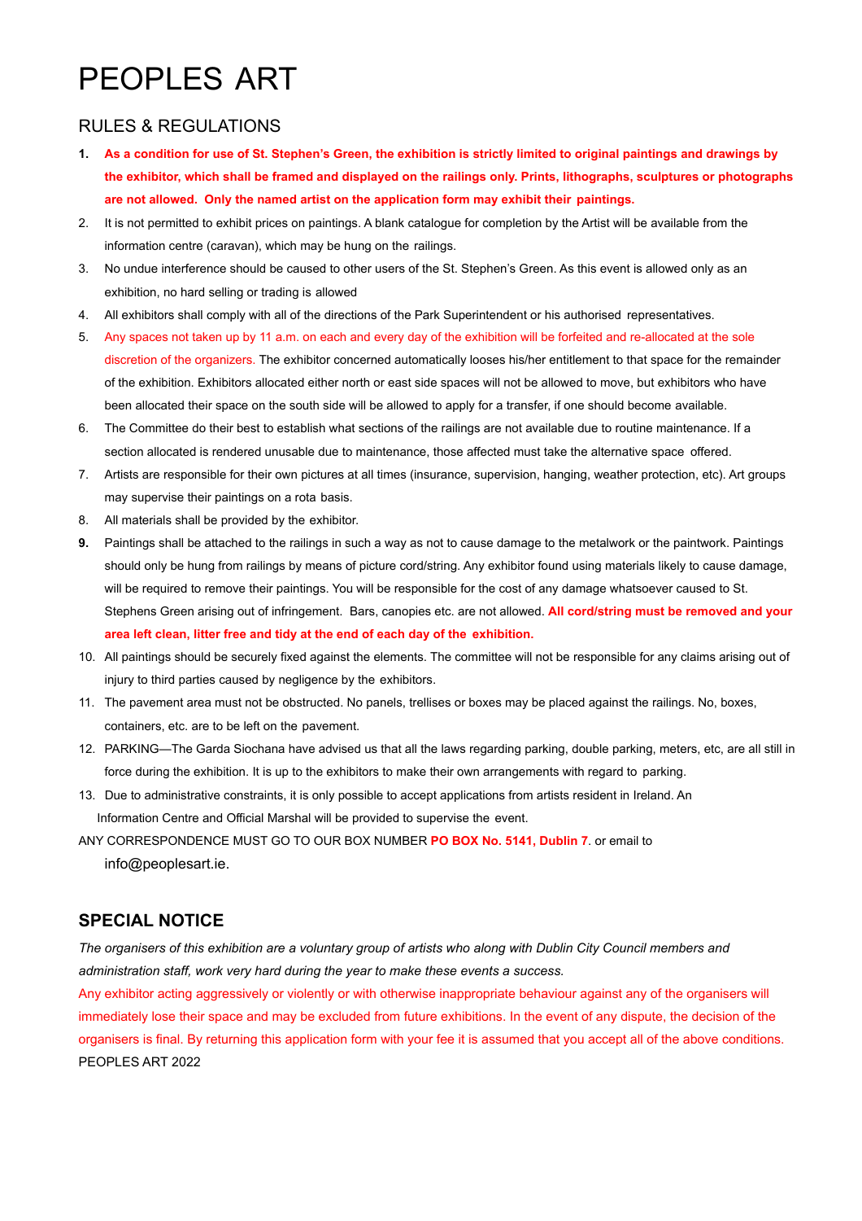# PEOPLES ART

## RULES & REGULATIONS

1. **As a condition for use of St. Stephen's Green, the exhibition is strictly limited to original paintings and drawings by the exhibitor, which shall be framed and displayed on the railings only. Prints, lithographs, sculptures or photographs are not allowed. Only the named artist on the application form may exhibit their paintings.**
2. It is not permitted to exhibit prices on paintings. A blank catalogue for completion by the Artist will be available from the information centre (caravan), which may be hung on the railings.
3. No undue interference should be caused to other users of the St. Stephen's Green. As this event is allowed only as an exhibition, no hard selling or trading is allowed
4. All exhibitors shall comply with all of the directions of the Park Superintendent or his authorised representatives.
5. Any spaces not taken up by 11 a.m. on each and every day of the exhibition will be forfeited and re-allocated at the sole discretion of the organizers. The exhibitor concerned automatically looses his/her entitlement to that space for the remainder of the exhibition. Exhibitors allocated either north or east side spaces will not be allowed to move, but exhibitors who have been allocated their space on the south side will be allowed to apply for a transfer, if one should become available.
6. The Committee do their best to establish what sections of the railings are not available due to routine maintenance. If a section allocated is rendered unusable due to maintenance, those affected must take the alternative space offered.
7. Artists are responsible for their own pictures at all times (insurance, supervision, hanging, weather protection, etc). Art groups may supervise their paintings on a rota basis.
8. All materials shall be provided by the exhibitor.
9. Paintings shall be attached to the railings in such a way as not to cause damage to the metalwork or the paintwork. Paintings should only be hung from railings by means of picture cord/string. Any exhibitor found using materials likely to cause damage, will be required to remove their paintings. You will be responsible for the cost of any damage whatsoever caused to St. Stephens Green arising out of infringement. Bars, canopies etc. are not allowed. **All cord/string must be removed and your area left clean, litter free and tidy at the end of each day of the exhibition.**
10. All paintings should be securely fixed against the elements. The committee will not be responsible for any claims arising out of injury to third parties caused by negligence by the exhibitors.
11. The pavement area must not be obstructed. No panels, trellises or boxes may be placed against the railings. No, boxes, containers, etc. are to be left on the pavement.
12. PARKING—The Garda Siochana have advised us that all the laws regarding parking, double parking, meters, etc, are all still in force during the exhibition. It is up to the exhibitors to make their own arrangements with regard to parking.
13. Due to administrative constraints, it is only possible to accept applications from artists resident in Ireland. An Information Centre and Official Marshal will be provided to supervise the event.

ANY CORRESPONDENCE MUST GO TO OUR BOX NUMBER **PO BOX No. 5141, Dublin 7**. or email to info@peoplesart.ie.

## SPECIAL NOTICE

*The organisers of this exhibition are a voluntary group of artists who along with Dublin City Council members and administration staff, work very hard during the year to make these events a success.*

Any exhibitor acting aggressively or violently or with otherwise inappropriate behaviour against any of the organisers will immediately lose their space and may be excluded from future exhibitions. In the event of any dispute, the decision of the organisers is final. By returning this application form with your fee it is assumed that you accept all of the above conditions.

PEOPLES ART 2022